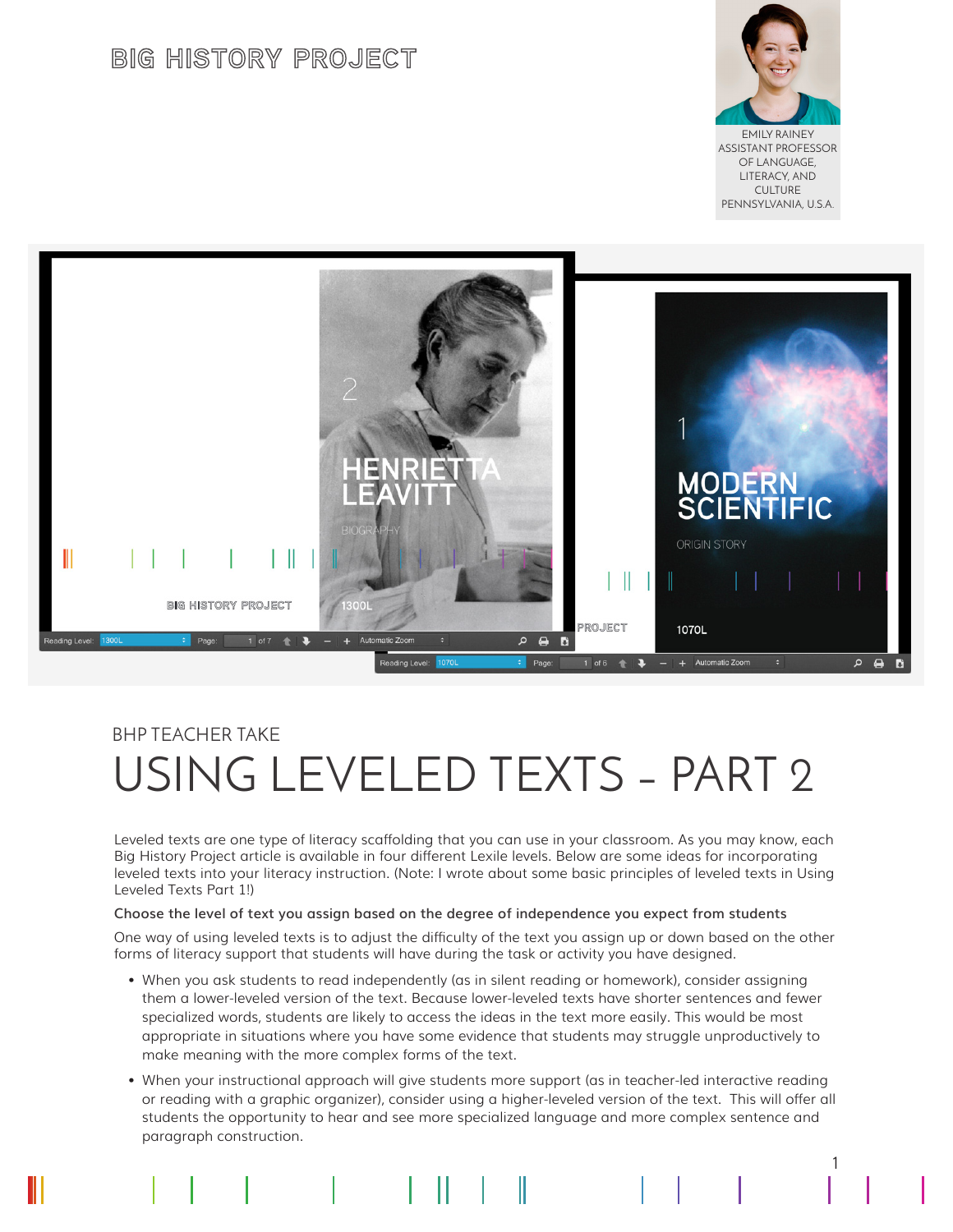BIG HISTORY PROJECT

EMILY RAINEY
ASSISTANT PROFESSOR OF LANGUAGE, LITERACY, AND CULTURE
PENNSYLVANIA, U.S.A.

BHP TEACHER TAKE

# USING LEVELED TEXTS – PART 2

Leveled texts are one type of literacy scaffolding that you can use in your classroom. As you may know, each Big History Project article is available in four different Lexile levels. Below are some ideas for incorporating leveled texts into your literacy instruction. (Note: I wrote about some basic principles of leveled texts in Using Leveled Texts Part 1!)

**Choose the level of text you assign based on the degree of independence you expect from students**

One way of using leveled texts is to adjust the difficulty of the text you assign up or down based on the other forms of literacy support that students will have during the task or activity you have designed.

- When you ask students to read independently (as in silent reading or homework), consider assigning them a lower-leveled version of the text. Because lower-leveled texts have shorter sentences and fewer specialized words, students are likely to access the ideas in the text more easily. This would be most appropriate in situations where you have some evidence that students may struggle unproductively to make meaning with the more complex forms of the text.
- When your instructional approach will give students more support (as in teacher-led interactive reading or reading with a graphic organizer), consider using a higher-leveled version of the text. This will offer all students the opportunity to hear and see more specialized language and more complex sentence and paragraph construction.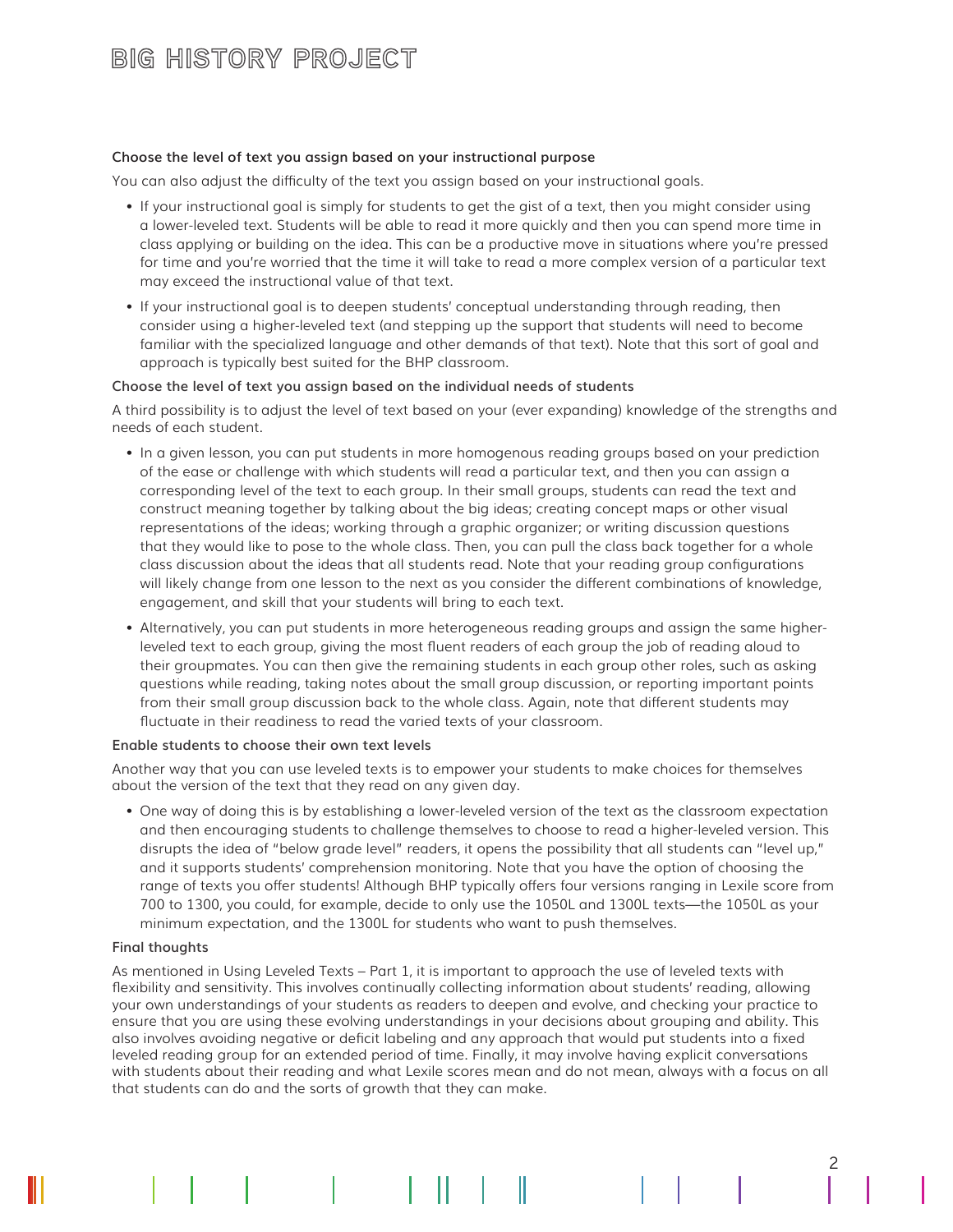### Choose the level of text you assign based on your instructional purpose

You can also adjust the difficulty of the text you assign based on your instructional goals.

- If your instructional goal is simply for students to get the gist of a text, then you might consider using a lower-leveled text. Students will be able to read it more quickly and then you can spend more time in class applying or building on the idea. This can be a productive move in situations where you're pressed for time and you're worried that the time it will take to read a more complex version of a particular text may exceed the instructional value of that text.
- If your instructional goal is to deepen students' conceptual understanding through reading, then consider using a higher-leveled text (and stepping up the support that students will need to become familiar with the specialized language and other demands of that text). Note that this sort of goal and approach is typically best suited for the BHP classroom.

### Choose the level of text you assign based on the individual needs of students

A third possibility is to adjust the level of text based on your (ever expanding) knowledge of the strengths and needs of each student.

- In a given lesson, you can put students in more homogenous reading groups based on your prediction of the ease or challenge with which students will read a particular text, and then you can assign a corresponding level of the text to each group. In their small groups, students can read the text and construct meaning together by talking about the big ideas; creating concept maps or other visual representations of the ideas; working through a graphic organizer; or writing discussion questions that they would like to pose to the whole class. Then, you can pull the class back together for a whole class discussion about the ideas that all students read. Note that your reading group configurations will likely change from one lesson to the next as you consider the different combinations of knowledge, engagement, and skill that your students will bring to each text.
- Alternatively, you can put students in more heterogeneous reading groups and assign the same higher-leveled text to each group, giving the most fluent readers of each group the job of reading aloud to their groupmates. You can then give the remaining students in each group other roles, such as asking questions while reading, taking notes about the small group discussion, or reporting important points from their small group discussion back to the whole class. Again, note that different students may fluctuate in their readiness to read the varied texts of your classroom.

### Enable students to choose their own text levels

Another way that you can use leveled texts is to empower your students to make choices for themselves about the version of the text that they read on any given day.

- One way of doing this is by establishing a lower-leveled version of the text as the classroom expectation and then encouraging students to challenge themselves to choose to read a higher-leveled version. This disrupts the idea of "below grade level" readers, it opens the possibility that all students can "level up," and it supports students' comprehension monitoring. Note that you have the option of choosing the range of texts you offer students! Although BHP typically offers four versions ranging in Lexile score from 700 to 1300, you could, for example, decide to only use the 1050L and 1300L texts—the 1050L as your minimum expectation, and the 1300L for students who want to push themselves.

### Final thoughts

As mentioned in Using Leveled Texts – Part 1, it is important to approach the use of leveled texts with flexibility and sensitivity. This involves continually collecting information about students' reading, allowing your own understandings of your students as readers to deepen and evolve, and checking your practice to ensure that you are using these evolving understandings in your decisions about grouping and ability. This also involves avoiding negative or deficit labeling and any approach that would put students into a fixed leveled reading group for an extended period of time. Finally, it may involve having explicit conversations with students about their reading and what Lexile scores mean and do not mean, always with a focus on all that students can do and the sorts of growth that they can make.